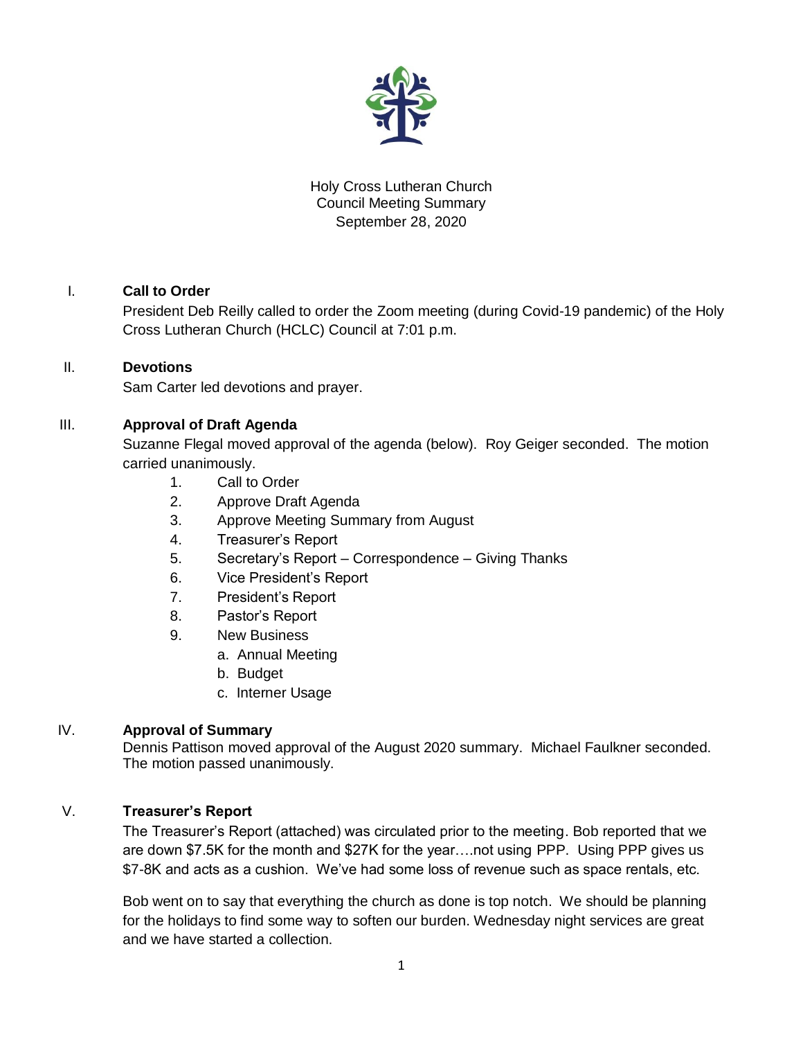Holy Cross Lutheran Church
Council Meeting Summary
September 28, 2020

## I. Call to Order

President Deb Reilly called to order the Zoom meeting (during Covid-19 pandemic) of the Holy Cross Lutheran Church (HCLC) Council at 7:01 p.m.

## II. Devotions

Sam Carter led devotions and prayer.

## III. Approval of Draft Agenda

Suzanne Flegal moved approval of the agenda (below). Roy Geiger seconded. The motion carried unanimously.

1. Call to Order
2. Approve Draft Agenda
3. Approve Meeting Summary from August
4. Treasurer's Report
5. Secretary's Report – Correspondence – Giving Thanks
6. Vice President's Report
7. President's Report
8. Pastor's Report
9. New Business
   a. Annual Meeting
   b. Budget
   c. Interner Usage

## IV. Approval of Summary

Dennis Pattison moved approval of the August 2020 summary. Michael Faulkner seconded. The motion passed unanimously.

## V. Treasurer's Report

The Treasurer's Report (attached) was circulated prior to the meeting. Bob reported that we are down $7.5K for the month and $27K for the year….not using PPP. Using PPP gives us $7-8K and acts as a cushion. We've had some loss of revenue such as space rentals, etc.

Bob went on to say that everything the church as done is top notch. We should be planning for the holidays to find some way to soften our burden. Wednesday night services are great and we have started a collection.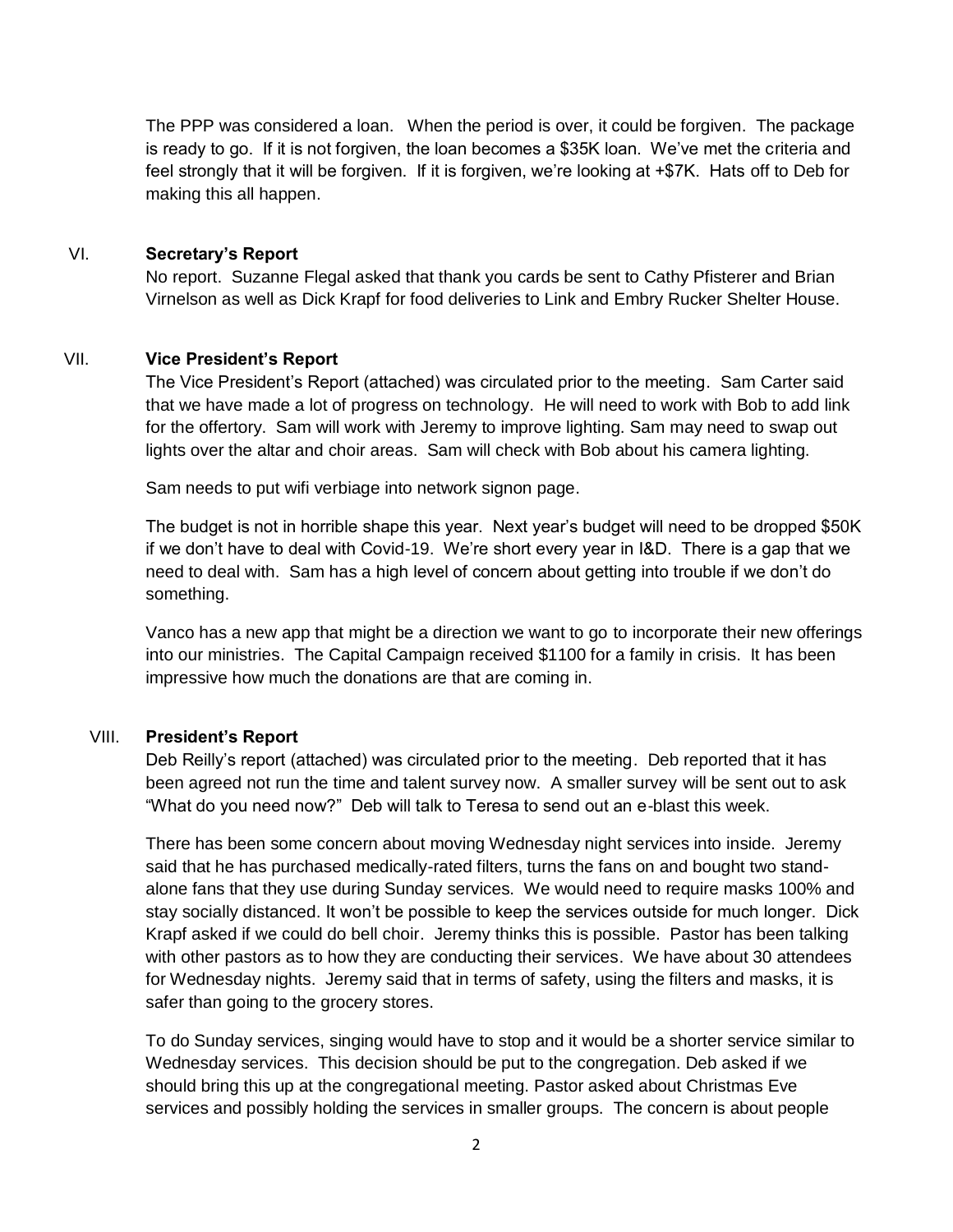The PPP was considered a loan. When the period is over, it could be forgiven. The package is ready to go. If it is not forgiven, the loan becomes a $35K loan. We've met the criteria and feel strongly that it will be forgiven. If it is forgiven, we're looking at +$7K. Hats off to Deb for making this all happen.

VI. **Secretary's Report**

No report. Suzanne Flegal asked that thank you cards be sent to Cathy Pfisterer and Brian Virnelson as well as Dick Krapf for food deliveries to Link and Embry Rucker Shelter House.

VII. **Vice President's Report**

The Vice President's Report (attached) was circulated prior to the meeting. Sam Carter said that we have made a lot of progress on technology. He will need to work with Bob to add link for the offertory. Sam will work with Jeremy to improve lighting. Sam may need to swap out lights over the altar and choir areas. Sam will check with Bob about his camera lighting.

Sam needs to put wifi verbiage into network signon page.

The budget is not in horrible shape this year. Next year's budget will need to be dropped $50K if we don't have to deal with Covid-19. We're short every year in I&D. There is a gap that we need to deal with. Sam has a high level of concern about getting into trouble if we don't do something.

Vanco has a new app that might be a direction we want to go to incorporate their new offerings into our ministries. The Capital Campaign received $1100 for a family in crisis. It has been impressive how much the donations are that are coming in.

VIII. **President's Report**

Deb Reilly's report (attached) was circulated prior to the meeting. Deb reported that it has been agreed not run the time and talent survey now. A smaller survey will be sent out to ask "What do you need now?" Deb will talk to Teresa to send out an e-blast this week.

There has been some concern about moving Wednesday night services into inside. Jeremy said that he has purchased medically-rated filters, turns the fans on and bought two stand-alone fans that they use during Sunday services. We would need to require masks 100% and stay socially distanced. It won't be possible to keep the services outside for much longer. Dick Krapf asked if we could do bell choir. Jeremy thinks this is possible. Pastor has been talking with other pastors as to how they are conducting their services. We have about 30 attendees for Wednesday nights. Jeremy said that in terms of safety, using the filters and masks, it is safer than going to the grocery stores.

To do Sunday services, singing would have to stop and it would be a shorter service similar to Wednesday services. This decision should be put to the congregation. Deb asked if we should bring this up at the congregational meeting. Pastor asked about Christmas Eve services and possibly holding the services in smaller groups. The concern is about people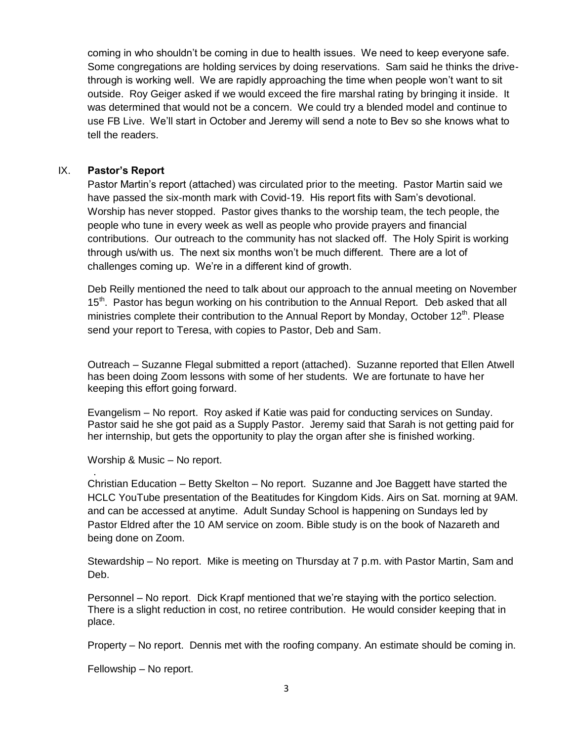coming in who shouldn't be coming in due to health issues. We need to keep everyone safe. Some congregations are holding services by doing reservations. Sam said he thinks the drive-through is working well. We are rapidly approaching the time when people won't want to sit outside. Roy Geiger asked if we would exceed the fire marshal rating by bringing it inside. It was determined that would not be a concern. We could try a blended model and continue to use FB Live. We'll start in October and Jeremy will send a note to Bev so she knows what to tell the readers.

## IX. **Pastor's Report**

Pastor Martin's report (attached) was circulated prior to the meeting. Pastor Martin said we have passed the six-month mark with Covid-19. His report fits with Sam's devotional. Worship has never stopped. Pastor gives thanks to the worship team, the tech people, the people who tune in every week as well as people who provide prayers and financial contributions. Our outreach to the community has not slacked off. The Holy Spirit is working through us/with us. The next six months won't be much different. There are a lot of challenges coming up. We're in a different kind of growth.

Deb Reilly mentioned the need to talk about our approach to the annual meeting on November 15th. Pastor has begun working on his contribution to the Annual Report. Deb asked that all ministries complete their contribution to the Annual Report by Monday, October 12th. Please send your report to Teresa, with copies to Pastor, Deb and Sam.

Outreach – Suzanne Flegal submitted a report (attached). Suzanne reported that Ellen Atwell has been doing Zoom lessons with some of her students. We are fortunate to have her keeping this effort going forward.

Evangelism – No report. Roy asked if Katie was paid for conducting services on Sunday. Pastor said he she got paid as a Supply Pastor. Jeremy said that Sarah is not getting paid for her internship, but gets the opportunity to play the organ after she is finished working.

Worship & Music – No report.

.
Christian Education – Betty Skelton – No report. Suzanne and Joe Baggett have started the HCLC YouTube presentation of the Beatitudes for Kingdom Kids. Airs on Sat. morning at 9AM. and can be accessed at anytime. Adult Sunday School is happening on Sundays led by Pastor Eldred after the 10 AM service on zoom. Bible study is on the book of Nazareth and being done on Zoom.

Stewardship – No report. Mike is meeting on Thursday at 7 p.m. with Pastor Martin, Sam and Deb.

Personnel – No report. Dick Krapf mentioned that we're staying with the portico selection. There is a slight reduction in cost, no retiree contribution. He would consider keeping that in place.

Property – No report. Dennis met with the roofing company. An estimate should be coming in.

Fellowship – No report.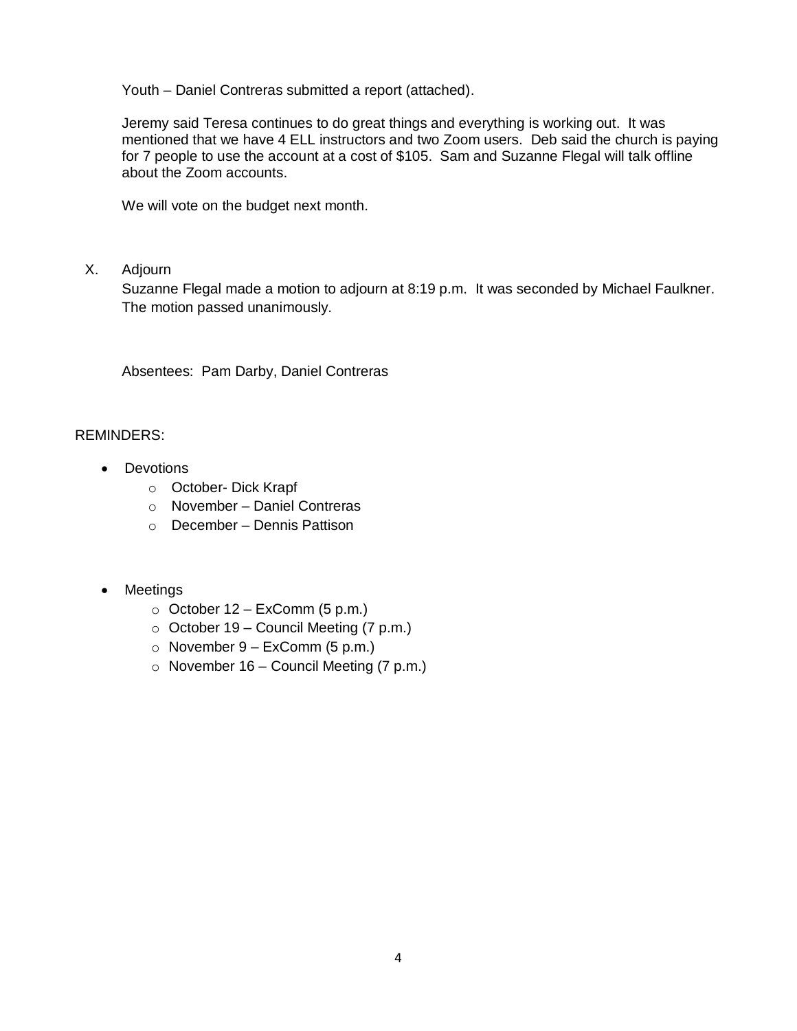Youth – Daniel Contreras submitted a report (attached).

Jeremy said Teresa continues to do great things and everything is working out. It was mentioned that we have 4 ELL instructors and two Zoom users. Deb said the church is paying for 7 people to use the account at a cost of $105. Sam and Suzanne Flegal will talk offline about the Zoom accounts.

We will vote on the budget next month.

X. Adjourn

Suzanne Flegal made a motion to adjourn at 8:19 p.m. It was seconded by Michael Faulkner. The motion passed unanimously.

Absentees: Pam Darby, Daniel Contreras

REMINDERS:

- Devotions
  - October- Dick Krapf
  - November – Daniel Contreras
  - December – Dennis Pattison

- Meetings
  - October 12 – ExComm (5 p.m.)
  - October 19 – Council Meeting (7 p.m.)
  - November 9 – ExComm (5 p.m.)
  - November 16 – Council Meeting (7 p.m.)